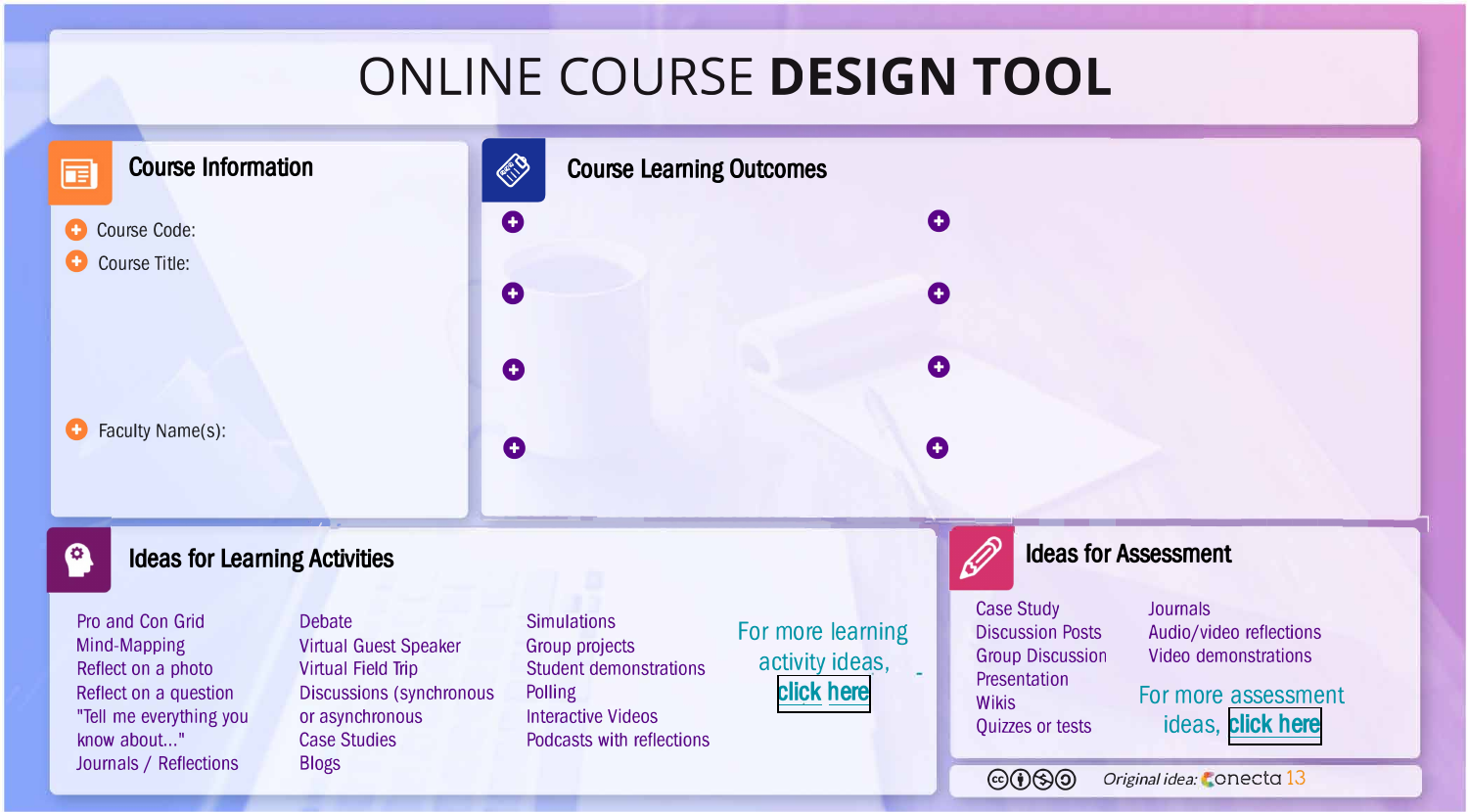# ONLINE COURSE **DESIGN TOOL**

## Course Information

- Course Code:
- Course Title:
- Faculty Name(s):

## Course Learning Outcomes

## Ideas for Learning Activities

- Pro and Con Grid
- Mind-Mapping
- Reflect on a photo
- Reflect on a question
- "Tell me everything you know about..."
- Journals / Reflections
- Debate
- Virtual Guest Speaker
- Virtual Field Trip
- Discussions (synchronous or asynchronous
- Case Studies
- Blogs
- Simulations
- Group projects
- Student demonstrations
- Polling
- Interactive Videos
- Podcasts with reflections

For more learning activity ideas, **click here**

## Ideas for Assessment

- Case Study
- Discussion Posts
- Group Discussion
- Presentation
- Wikis
- Quizzes or tests
- Journals
- Audio/video reflections
- Video demonstrations

For more assessment ideas, **click here**

*Original idea:* conecta 13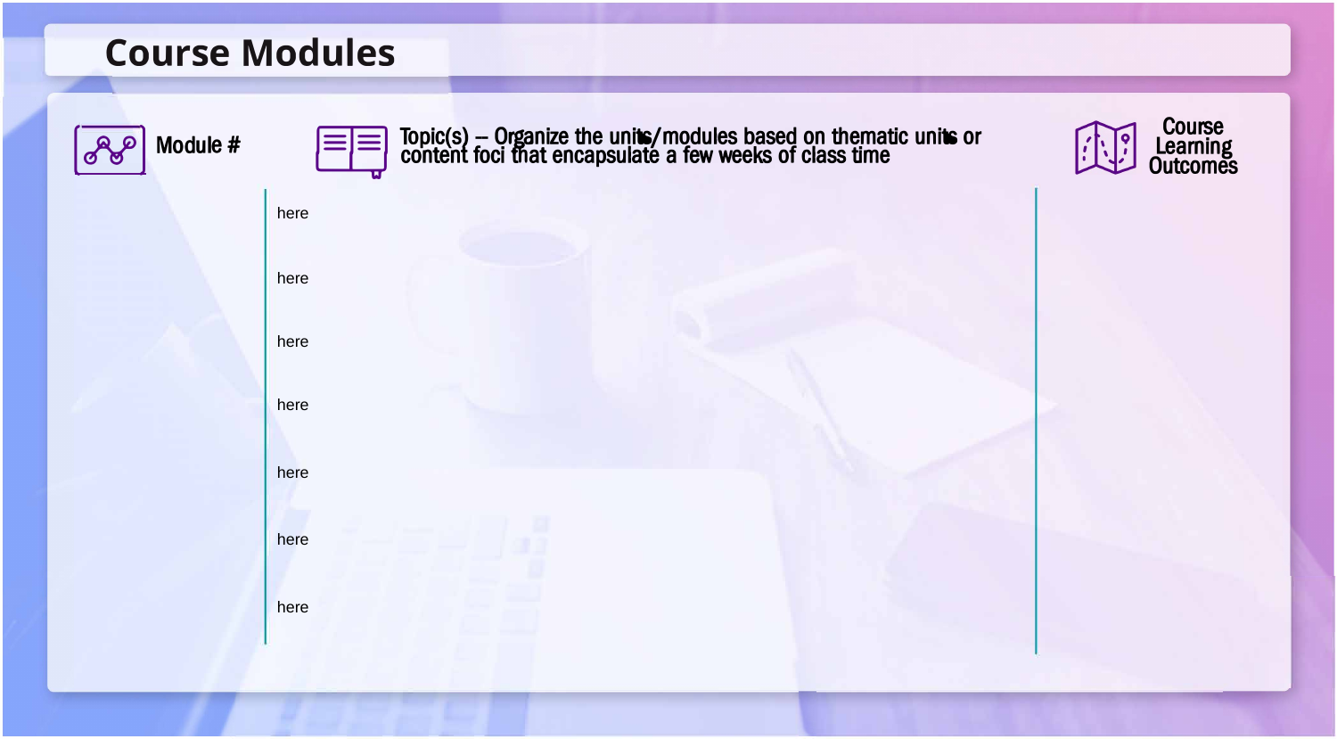# Course Modules

| Module # | Topic(s) – Organize the units/modules based on thematic units or content foci that encapsulate a few weeks of class time | Course Learning Outcomes |
| --- | --- | --- |
| | here | |
| | here | |
| | here | |
| | here | |
| | here | |
| | here | |
| | here | |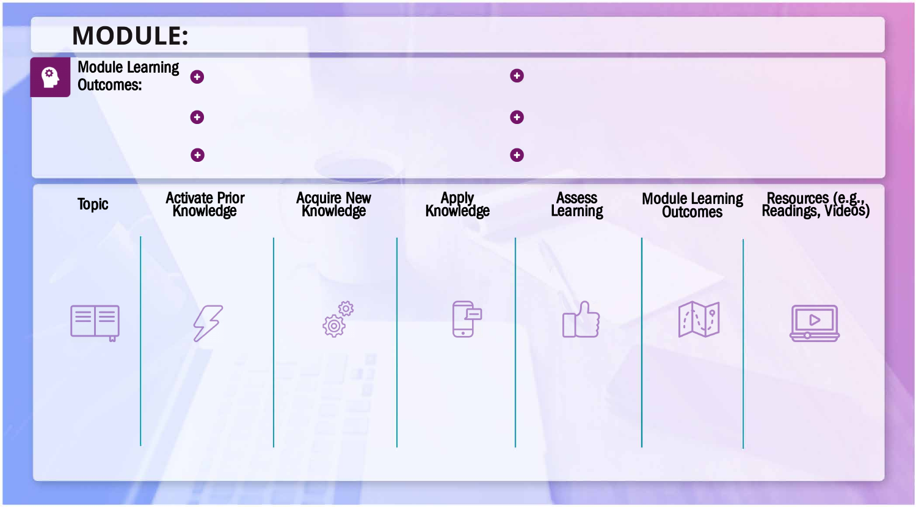# MODULE:

**Module Learning Outcomes:**

- 
- 
- 
- 
- 
- 

| Topic | Activate Prior Knowledge | Acquire New Knowledge | Apply Knowledge | Assess Learning | Module Learning Outcomes | Resources (e.g., Readings, Videos) |
|---|---|---|---|---|---|---|
| | | | | | | |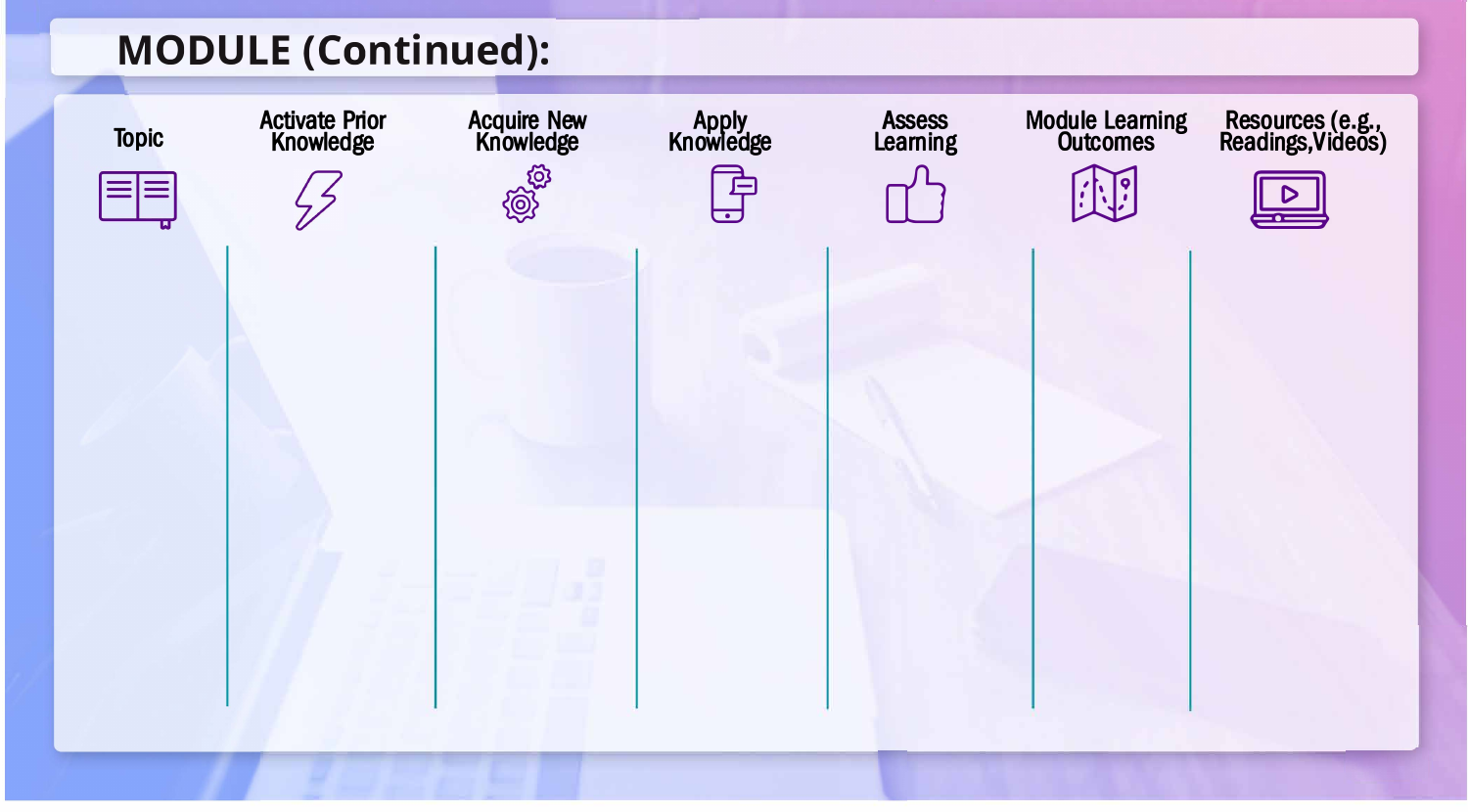# MODULE (Continued):

| Topic | Activate Prior Knowledge | Acquire New Knowledge | Apply Knowledge | Assess Learning | Module Learning Outcomes | Resources (e.g., Readings,Videos) |
|---|---|---|---|---|---|---|
| | | | | | | |